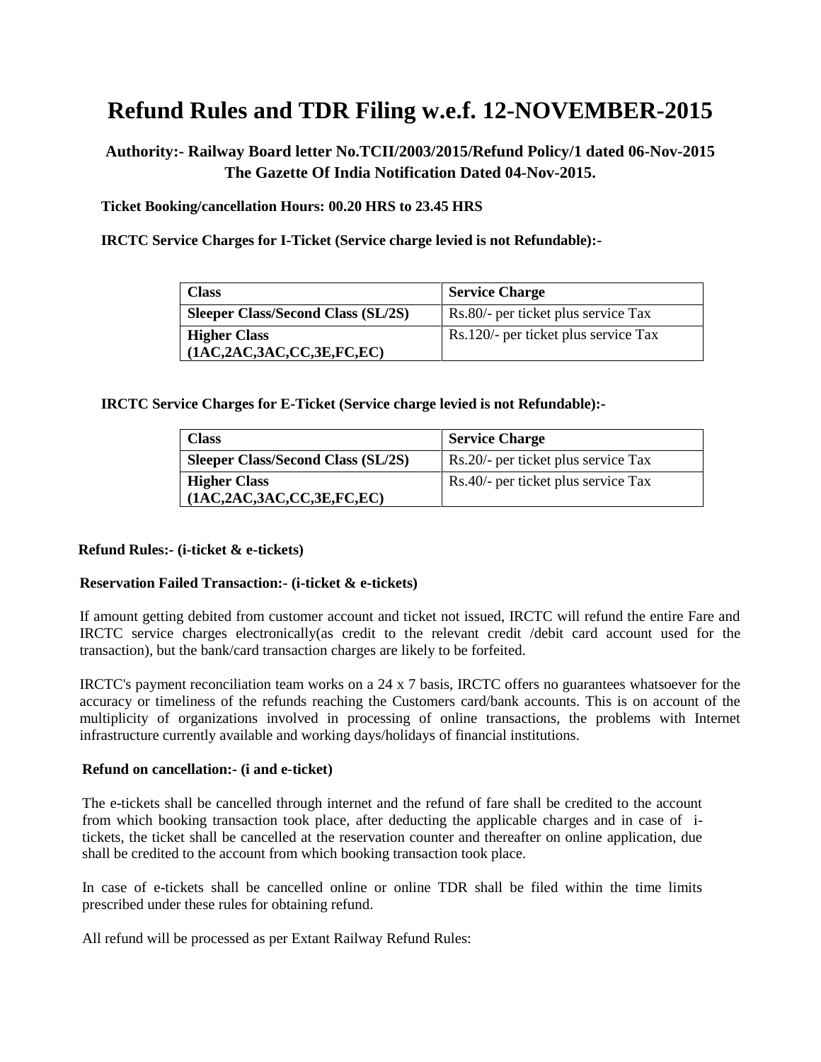# Refund Rules and TDR Filing w.e.f. 12-NOVEMBER-2015

**Authority:- Railway Board letter No.TCII/2003/2015/Refund Policy/1 dated 06-Nov-2015**
**The Gazette Of India Notification Dated 04-Nov-2015.**

**Ticket Booking/cancellation Hours: 00.20 HRS to 23.45 HRS**

**IRCTC Service Charges for I-Ticket (Service charge levied is not Refundable):-**

| Class | Service Charge |
|---|---|
| **Sleeper Class/Second Class (SL/2S)** | Rs.80/- per ticket plus service Tax |
| **Higher Class (1AC,2AC,3AC,CC,3E,FC,EC)** | Rs.120/- per ticket plus service Tax |

**IRCTC Service Charges for E-Ticket (Service charge levied is not Refundable):-**

| Class | Service Charge |
|---|---|
| **Sleeper Class/Second Class (SL/2S)** | Rs.20/- per ticket plus service Tax |
| **Higher Class (1AC,2AC,3AC,CC,3E,FC,EC)** | Rs.40/- per ticket plus service Tax |

**Refund Rules:- (i-ticket & e-tickets)**

**Reservation Failed Transaction:- (i-ticket & e-tickets)**

If amount getting debited from customer account and ticket not issued, IRCTC will refund the entire Fare and IRCTC service charges electronically(as credit to the relevant credit /debit card account used for the transaction), but the bank/card transaction charges are likely to be forfeited.

IRCTC's payment reconciliation team works on a 24 x 7 basis, IRCTC offers no guarantees whatsoever for the accuracy or timeliness of the refunds reaching the Customers card/bank accounts. This is on account of the multiplicity of organizations involved in processing of online transactions, the problems with Internet infrastructure currently available and working days/holidays of financial institutions.

**Refund on cancellation:- (i and e-ticket)**

The e-tickets shall be cancelled through internet and the refund of fare shall be credited to the account from which booking transaction took place, after deducting the applicable charges and in case of i-tickets, the ticket shall be cancelled at the reservation counter and thereafter on online application, due shall be credited to the account from which booking transaction took place.

In case of e-tickets shall be cancelled online or online TDR shall be filed within the time limits prescribed under these rules for obtaining refund.

All refund will be processed as per Extant Railway Refund Rules: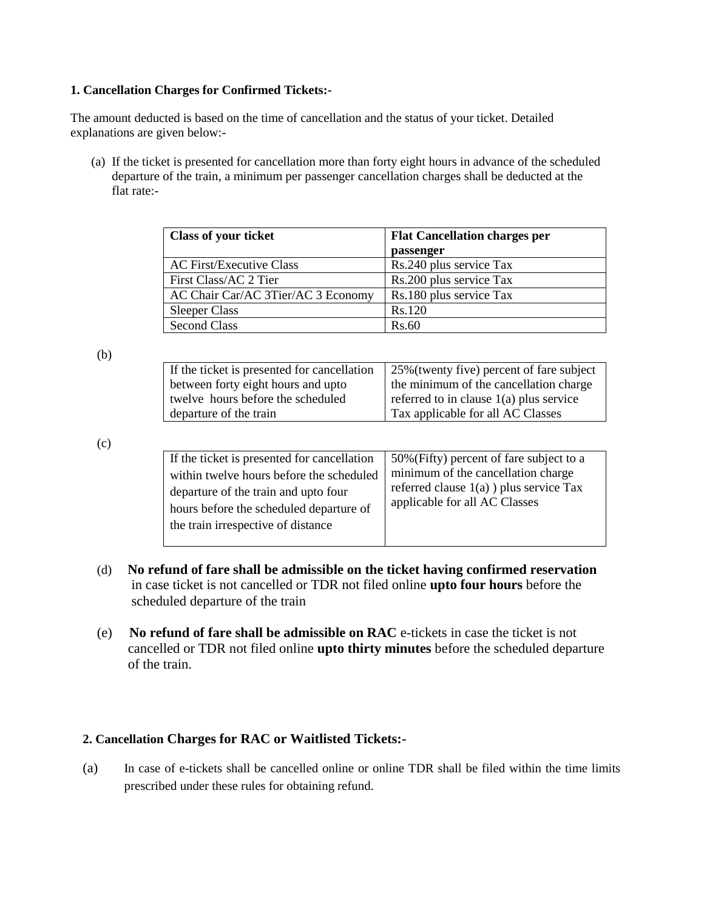**1. Cancellation Charges for Confirmed Tickets:-**

The amount deducted is based on the time of cancellation and the status of your ticket. Detailed explanations are given below:-

(a) If the ticket is presented for cancellation more than forty eight hours in advance of the scheduled departure of the train, a minimum per passenger cancellation charges shall be deducted at the flat rate:-

| **Class of your ticket** | **Flat Cancellation charges per passenger** |
|---|---|
| AC First/Executive Class | Rs.240 plus service Tax |
| First Class/AC 2 Tier | Rs.200 plus service Tax |
| AC Chair Car/AC 3Tier/AC 3 Economy | Rs.180 plus service Tax |
| Sleeper Class | Rs.120 |
| Second Class | Rs.60 |

(b)

| | |
|---|---|
| If the ticket is presented for cancellation between forty eight hours and upto twelve hours before the scheduled departure of the train | 25%(twenty five) percent of fare subject the minimum of the cancellation charge referred to in clause 1(a) plus service Tax applicable for all AC Classes |

(c)

| | |
|---|---|
| If the ticket is presented for cancellation within twelve hours before the scheduled departure of the train and upto four hours before the scheduled departure of the train irrespective of distance | 50%(Fifty) percent of fare subject to a minimum of the cancellation charge referred clause 1(a) ) plus service Tax applicable for all AC Classes |

(d) **No refund of fare shall be admissible on the ticket having confirmed reservation** in case ticket is not cancelled or TDR not filed online **upto four hours** before the scheduled departure of the train

(e) **No refund of fare shall be admissible on RAC** e-tickets in case the ticket is not cancelled or TDR not filed online **upto thirty minutes** before the scheduled departure of the train.

**2. Cancellation Charges for RAC or Waitlisted Tickets:-**

(a) In case of e-tickets shall be cancelled online or online TDR shall be filed within the time limits prescribed under these rules for obtaining refund.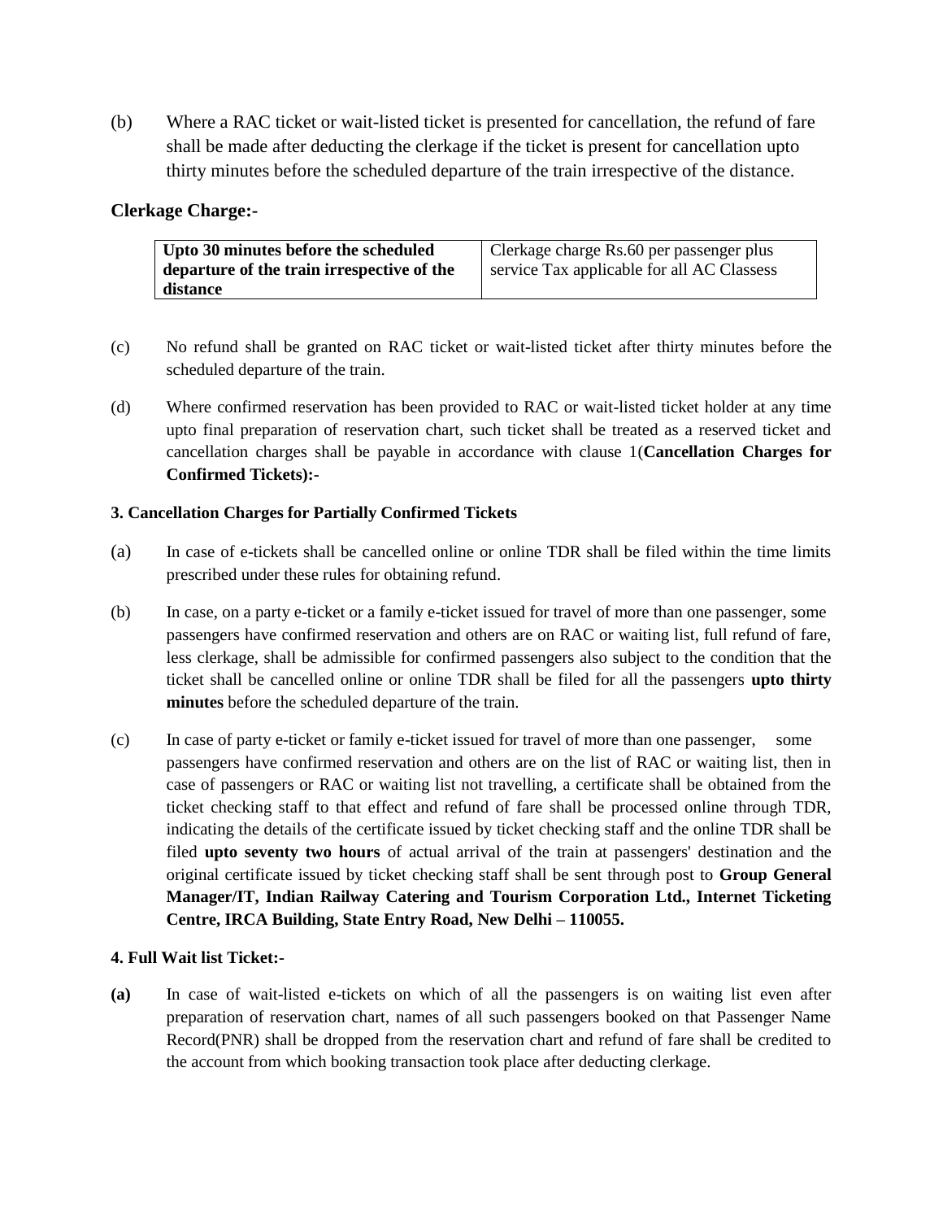(b) Where a RAC ticket or wait-listed ticket is presented for cancellation, the refund of fare shall be made after deducting the clerkage if the ticket is present for cancellation upto thirty minutes before the scheduled departure of the train irrespective of the distance.

### Clerkage Charge:-

| **Upto 30 minutes before the scheduled departure of the train irrespective of the distance** | Clerkage charge Rs.60 per passenger plus service Tax applicable for all AC Classess |
|---|---|

(c) No refund shall be granted on RAC ticket or wait-listed ticket after thirty minutes before the scheduled departure of the train.

(d) Where confirmed reservation has been provided to RAC or wait-listed ticket holder at any time upto final preparation of reservation chart, such ticket shall be treated as a reserved ticket and cancellation charges shall be payable in accordance with clause 1(**Cancellation Charges for Confirmed Tickets):-**

**3. Cancellation Charges for Partially Confirmed Tickets**

(a) In case of e-tickets shall be cancelled online or online TDR shall be filed within the time limits prescribed under these rules for obtaining refund.

(b) In case, on a party e-ticket or a family e-ticket issued for travel of more than one passenger, some passengers have confirmed reservation and others are on RAC or waiting list, full refund of fare, less clerkage, shall be admissible for confirmed passengers also subject to the condition that the ticket shall be cancelled online or online TDR shall be filed for all the passengers **upto thirty minutes** before the scheduled departure of the train.

(c) In case of party e-ticket or family e-ticket issued for travel of more than one passenger, some passengers have confirmed reservation and others are on the list of RAC or waiting list, then in case of passengers or RAC or waiting list not travelling, a certificate shall be obtained from the ticket checking staff to that effect and refund of fare shall be processed online through TDR, indicating the details of the certificate issued by ticket checking staff and the online TDR shall be filed **upto seventy two hours** of actual arrival of the train at passengers' destination and the original certificate issued by ticket checking staff shall be sent through post to **Group General Manager/IT, Indian Railway Catering and Tourism Corporation Ltd., Internet Ticketing Centre, IRCA Building, State Entry Road, New Delhi – 110055.**

**4. Full Wait list Ticket:-**

**(a)** In case of wait-listed e-tickets on which of all the passengers is on waiting list even after preparation of reservation chart, names of all such passengers booked on that Passenger Name Record(PNR) shall be dropped from the reservation chart and refund of fare shall be credited to the account from which booking transaction took place after deducting clerkage.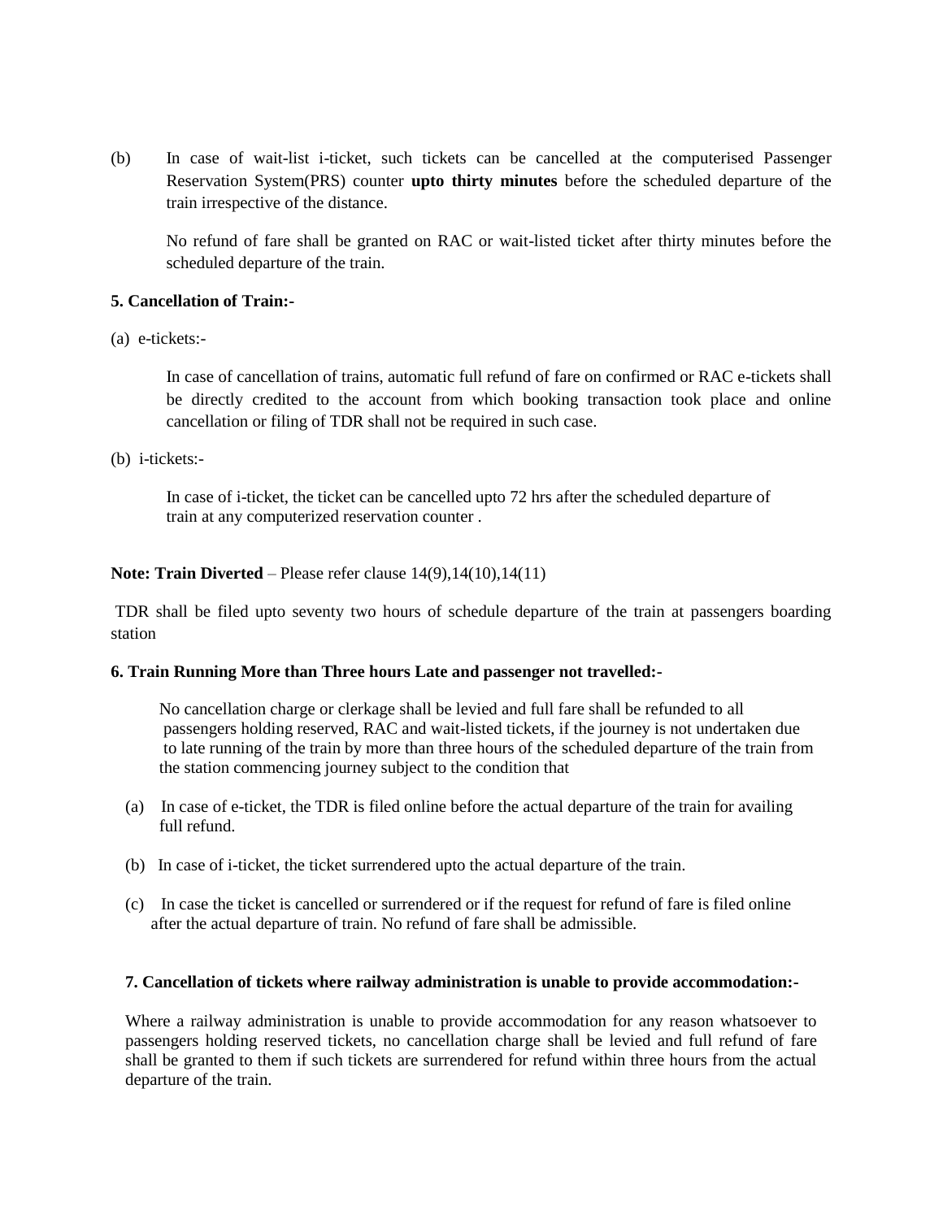(b) In case of wait-list i-ticket, such tickets can be cancelled at the computerised Passenger Reservation System(PRS) counter **upto thirty minutes** before the scheduled departure of the train irrespective of the distance.

No refund of fare shall be granted on RAC or wait-listed ticket after thirty minutes before the scheduled departure of the train.

**5. Cancellation of Train:-**

(a) e-tickets:-

In case of cancellation of trains, automatic full refund of fare on confirmed or RAC e-tickets shall be directly credited to the account from which booking transaction took place and online cancellation or filing of TDR shall not be required in such case.

(b) i-tickets:-

In case of i-ticket, the ticket can be cancelled upto 72 hrs after the scheduled departure of train at any computerized reservation counter .

**Note: Train Diverted** – Please refer clause 14(9),14(10),14(11)

TDR shall be filed upto seventy two hours of schedule departure of the train at passengers boarding station

**6. Train Running More than Three hours Late and passenger not travelled:-**

No cancellation charge or clerkage shall be levied and full fare shall be refunded to all passengers holding reserved, RAC and wait-listed tickets, if the journey is not undertaken due to late running of the train by more than three hours of the scheduled departure of the train from the station commencing journey subject to the condition that

(a) In case of e-ticket, the TDR is filed online before the actual departure of the train for availing full refund.

(b) In case of i-ticket, the ticket surrendered upto the actual departure of the train.

(c) In case the ticket is cancelled or surrendered or if the request for refund of fare is filed online after the actual departure of train. No refund of fare shall be admissible.

**7. Cancellation of tickets where railway administration is unable to provide accommodation:-**

Where a railway administration is unable to provide accommodation for any reason whatsoever to passengers holding reserved tickets, no cancellation charge shall be levied and full refund of fare shall be granted to them if such tickets are surrendered for refund within three hours from the actual departure of the train.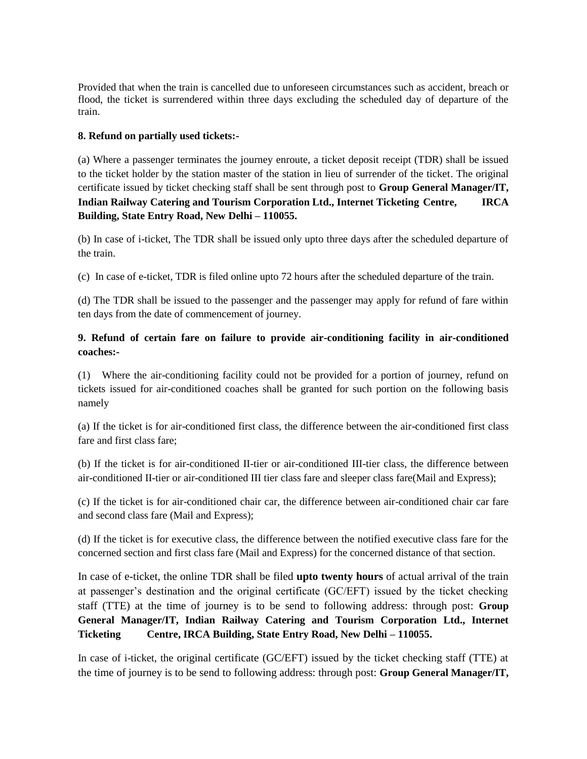Provided that when the train is cancelled due to unforeseen circumstances such as accident, breach or flood, the ticket is surrendered within three days excluding the scheduled day of departure of the train.

**8. Refund on partially used tickets:-**

(a) Where a passenger terminates the journey enroute, a ticket deposit receipt (TDR) shall be issued to the ticket holder by the station master of the station in lieu of surrender of the ticket. The original certificate issued by ticket checking staff shall be sent through post to **Group General Manager/IT, Indian Railway Catering and Tourism Corporation Ltd., Internet Ticketing Centre, IRCA Building, State Entry Road, New Delhi – 110055.**

(b) In case of i-ticket, The TDR shall be issued only upto three days after the scheduled departure of the train.

(c) In case of e-ticket, TDR is filed online upto 72 hours after the scheduled departure of the train.

(d) The TDR shall be issued to the passenger and the passenger may apply for refund of fare within ten days from the date of commencement of journey.

**9. Refund of certain fare on failure to provide air-conditioning facility in air-conditioned coaches:-**

(1) Where the air-conditioning facility could not be provided for a portion of journey, refund on tickets issued for air-conditioned coaches shall be granted for such portion on the following basis namely

(a) If the ticket is for air-conditioned first class, the difference between the air-conditioned first class fare and first class fare;

(b) If the ticket is for air-conditioned II-tier or air-conditioned III-tier class, the difference between air-conditioned II-tier or air-conditioned III tier class fare and sleeper class fare(Mail and Express);

(c) If the ticket is for air-conditioned chair car, the difference between air-conditioned chair car fare and second class fare (Mail and Express);

(d) If the ticket is for executive class, the difference between the notified executive class fare for the concerned section and first class fare (Mail and Express) for the concerned distance of that section.

In case of e-ticket, the online TDR shall be filed **upto twenty hours** of actual arrival of the train at passenger's destination and the original certificate (GC/EFT) issued by the ticket checking staff (TTE) at the time of journey is to be send to following address: through post: **Group General Manager/IT, Indian Railway Catering and Tourism Corporation Ltd., Internet Ticketing Centre, IRCA Building, State Entry Road, New Delhi – 110055.**

In case of i-ticket, the original certificate (GC/EFT) issued by the ticket checking staff (TTE) at the time of journey is to be send to following address: through post: **Group General Manager/IT,**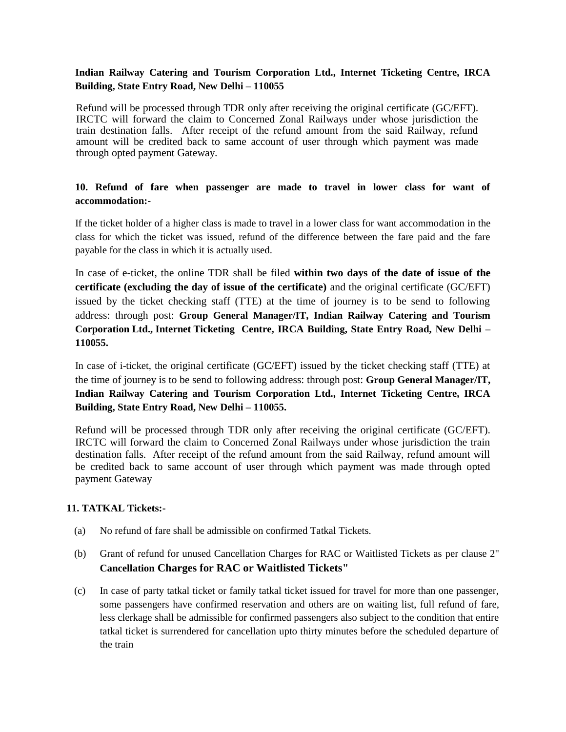**Indian Railway Catering and Tourism Corporation Ltd., Internet Ticketing Centre, IRCA Building, State Entry Road, New Delhi – 110055**

Refund will be processed through TDR only after receiving the original certificate (GC/EFT). IRCTC will forward the claim to Concerned Zonal Railways under whose jurisdiction the train destination falls. After receipt of the refund amount from the said Railway, refund amount will be credited back to same account of user through which payment was made through opted payment Gateway.

**10. Refund of fare when passenger are made to travel in lower class for want of accommodation:-**

If the ticket holder of a higher class is made to travel in a lower class for want accommodation in the class for which the ticket was issued, refund of the difference between the fare paid and the fare payable for the class in which it is actually used.

In case of e-ticket, the online TDR shall be filed **within two days of the date of issue of the certificate (excluding the day of issue of the certificate)** and the original certificate (GC/EFT) issued by the ticket checking staff (TTE) at the time of journey is to be send to following address: through post: **Group General Manager/IT, Indian Railway Catering and Tourism Corporation Ltd., Internet Ticketing Centre, IRCA Building, State Entry Road, New Delhi – 110055.**

In case of i-ticket, the original certificate (GC/EFT) issued by the ticket checking staff (TTE) at the time of journey is to be send to following address: through post: **Group General Manager/IT, Indian Railway Catering and Tourism Corporation Ltd., Internet Ticketing Centre, IRCA Building, State Entry Road, New Delhi – 110055.**

Refund will be processed through TDR only after receiving the original certificate (GC/EFT). IRCTC will forward the claim to Concerned Zonal Railways under whose jurisdiction the train destination falls. After receipt of the refund amount from the said Railway, refund amount will be credited back to same account of user through which payment was made through opted payment Gateway

**11. TATKAL Tickets:-**

(a) No refund of fare shall be admissible on confirmed Tatkal Tickets.

(b) Grant of refund for unused Cancellation Charges for RAC or Waitlisted Tickets as per clause 2" **Cancellation Charges for RAC or Waitlisted Tickets"**

(c) In case of party tatkal ticket or family tatkal ticket issued for travel for more than one passenger, some passengers have confirmed reservation and others are on waiting list, full refund of fare, less clerkage shall be admissible for confirmed passengers also subject to the condition that entire tatkal ticket is surrendered for cancellation upto thirty minutes before the scheduled departure of the train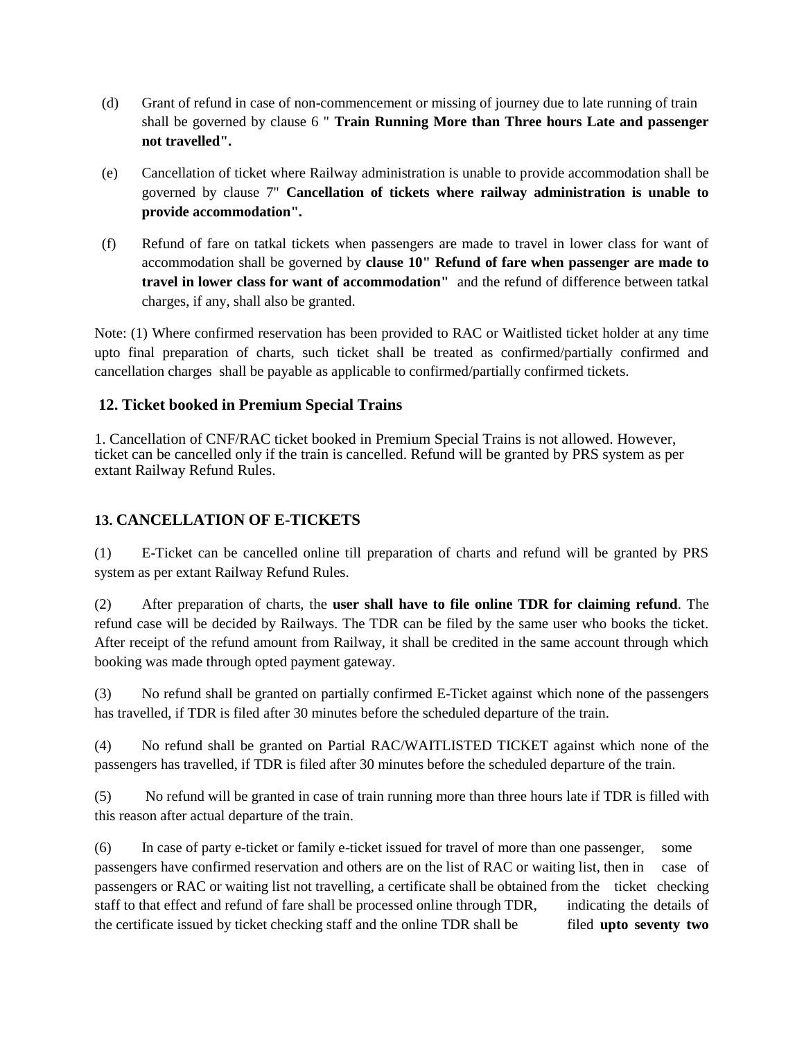(d) Grant of refund in case of non-commencement or missing of journey due to late running of train shall be governed by clause 6 " **Train Running More than Three hours Late and passenger not travelled".**

(e) Cancellation of ticket where Railway administration is unable to provide accommodation shall be governed by clause 7" **Cancellation of tickets where railway administration is unable to provide accommodation".**

(f) Refund of fare on tatkal tickets when passengers are made to travel in lower class for want of accommodation shall be governed by **clause 10" Refund of fare when passenger are made to travel in lower class for want of accommodation"** and the refund of difference between tatkal charges, if any, shall also be granted.

Note: (1) Where confirmed reservation has been provided to RAC or Waitlisted ticket holder at any time upto final preparation of charts, such ticket shall be treated as confirmed/partially confirmed and cancellation charges shall be payable as applicable to confirmed/partially confirmed tickets.

## 12. Ticket booked in Premium Special Trains

1. Cancellation of CNF/RAC ticket booked in Premium Special Trains is not allowed. However, ticket can be cancelled only if the train is cancelled. Refund will be granted by PRS system as per extant Railway Refund Rules.

## 13. CANCELLATION OF E-TICKETS

(1) E-Ticket can be cancelled online till preparation of charts and refund will be granted by PRS system as per extant Railway Refund Rules.

(2) After preparation of charts, the **user shall have to file online TDR for claiming refund**. The refund case will be decided by Railways. The TDR can be filed by the same user who books the ticket. After receipt of the refund amount from Railway, it shall be credited in the same account through which booking was made through opted payment gateway.

(3) No refund shall be granted on partially confirmed E-Ticket against which none of the passengers has travelled, if TDR is filed after 30 minutes before the scheduled departure of the train.

(4) No refund shall be granted on Partial RAC/WAITLISTED TICKET against which none of the passengers has travelled, if TDR is filed after 30 minutes before the scheduled departure of the train.

(5) No refund will be granted in case of train running more than three hours late if TDR is filled with this reason after actual departure of the train.

(6) In case of party e-ticket or family e-ticket issued for travel of more than one passenger, some passengers have confirmed reservation and others are on the list of RAC or waiting list, then in case of passengers or RAC or waiting list not travelling, a certificate shall be obtained from the ticket checking staff to that effect and refund of fare shall be processed online through TDR, indicating the details of the certificate issued by ticket checking staff and the online TDR shall be filed **upto seventy two**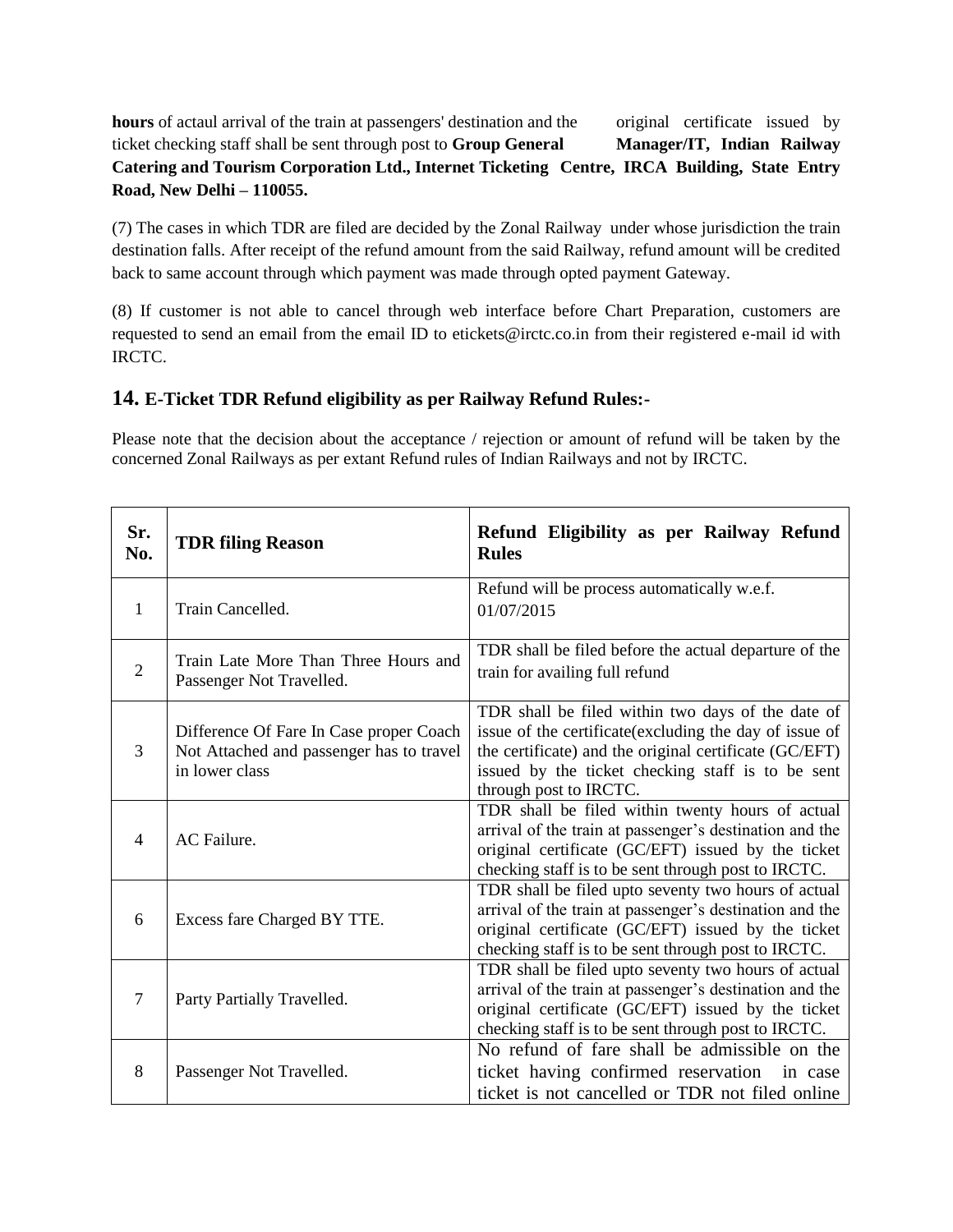**hours** of actaul arrival of the train at passengers' destination and the original certificate issued by ticket checking staff shall be sent through post to **Group General Manager/IT, Indian Railway Catering and Tourism Corporation Ltd., Internet Ticketing Centre, IRCA Building, State Entry Road, New Delhi – 110055.**

(7) The cases in which TDR are filed are decided by the Zonal Railway under whose jurisdiction the train destination falls. After receipt of the refund amount from the said Railway, refund amount will be credited back to same account through which payment was made through opted payment Gateway.

(8) If customer is not able to cancel through web interface before Chart Preparation, customers are requested to send an email from the email ID to etickets@irctc.co.in from their registered e-mail id with IRCTC.

## 14. E-Ticket TDR Refund eligibility as per Railway Refund Rules:-

Please note that the decision about the acceptance / rejection or amount of refund will be taken by the concerned Zonal Railways as per extant Refund rules of Indian Railways and not by IRCTC.

| Sr. No. | TDR filing Reason | Refund Eligibility as per Railway Refund Rules |
|---|---|---|
| 1 | Train Cancelled. | Refund will be process automatically w.e.f. 01/07/2015 |
| 2 | Train Late More Than Three Hours and Passenger Not Travelled. | TDR shall be filed before the actual departure of the train for availing full refund |
| 3 | Difference Of Fare In Case proper Coach Not Attached and passenger has to travel in lower class | TDR shall be filed within two days of the date of issue of the certificate(excluding the day of issue of the certificate) and the original certificate (GC/EFT) issued by the ticket checking staff is to be sent through post to IRCTC. |
| 4 | AC Failure. | TDR shall be filed within twenty hours of actual arrival of the train at passenger's destination and the original certificate (GC/EFT) issued by the ticket checking staff is to be sent through post to IRCTC. |
| 6 | Excess fare Charged BY TTE. | TDR shall be filed upto seventy two hours of actual arrival of the train at passenger's destination and the original certificate (GC/EFT) issued by the ticket checking staff is to be sent through post to IRCTC. |
| 7 | Party Partially Travelled. | TDR shall be filed upto seventy two hours of actual arrival of the train at passenger's destination and the original certificate (GC/EFT) issued by the ticket checking staff is to be sent through post to IRCTC. |
| 8 | Passenger Not Travelled. | No refund of fare shall be admissible on the ticket having confirmed reservation in case ticket is not cancelled or TDR not filed online |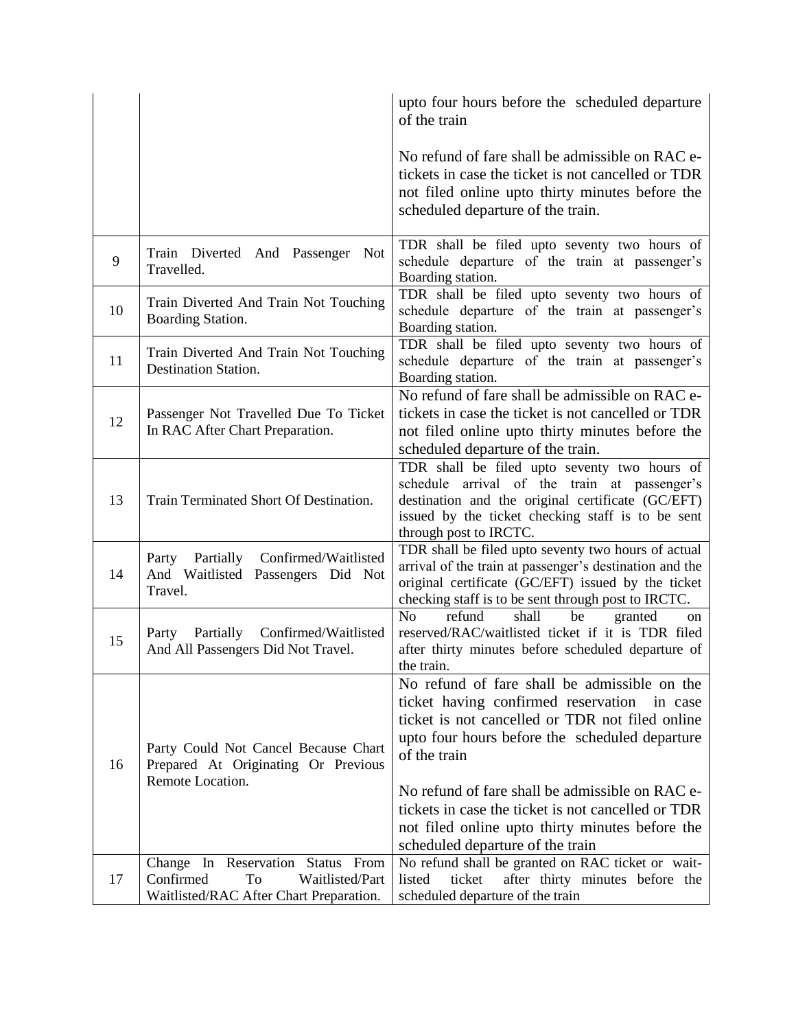| | | |
|---|---|---|
| | | upto four hours before the scheduled departure of the train<br><br>No refund of fare shall be admissible on RAC e-tickets in case the ticket is not cancelled or TDR not filed online upto thirty minutes before the scheduled departure of the train. |
| 9 | Train Diverted And Passenger Not Travelled. | TDR shall be filed upto seventy two hours of schedule departure of the train at passenger's Boarding station. |
| 10 | Train Diverted And Train Not Touching Boarding Station. | TDR shall be filed upto seventy two hours of schedule departure of the train at passenger's Boarding station. |
| 11 | Train Diverted And Train Not Touching Destination Station. | TDR shall be filed upto seventy two hours of schedule departure of the train at passenger's Boarding station. |
| 12 | Passenger Not Travelled Due To Ticket In RAC After Chart Preparation. | No refund of fare shall be admissible on RAC e-tickets in case the ticket is not cancelled or TDR not filed online upto thirty minutes before the scheduled departure of the train. |
| 13 | Train Terminated Short Of Destination. | TDR shall be filed upto seventy two hours of schedule arrival of the train at passenger's destination and the original certificate (GC/EFT) issued by the ticket checking staff is to be sent through post to IRCTC. |
| 14 | Party Partially Confirmed/Waitlisted And Waitlisted Passengers Did Not Travel. | TDR shall be filed upto seventy two hours of actual arrival of the train at passenger's destination and the original certificate (GC/EFT) issued by the ticket checking staff is to be sent through post to IRCTC. |
| 15 | Party Partially Confirmed/Waitlisted And All Passengers Did Not Travel. | No refund shall be granted on reserved/RAC/waitlisted ticket if it is TDR filed after thirty minutes before scheduled departure of the train. |
| 16 | Party Could Not Cancel Because Chart Prepared At Originating Or Previous Remote Location. | No refund of fare shall be admissible on the ticket having confirmed reservation in case ticket is not cancelled or TDR not filed online upto four hours before the scheduled departure of the train<br><br>No refund of fare shall be admissible on RAC e-tickets in case the ticket is not cancelled or TDR not filed online upto thirty minutes before the scheduled departure of the train |
| 17 | Change In Reservation Status From Confirmed To Waitlisted/Part Waitlisted/RAC After Chart Preparation. | No refund shall be granted on RAC ticket or wait-listed ticket after thirty minutes before the scheduled departure of the train |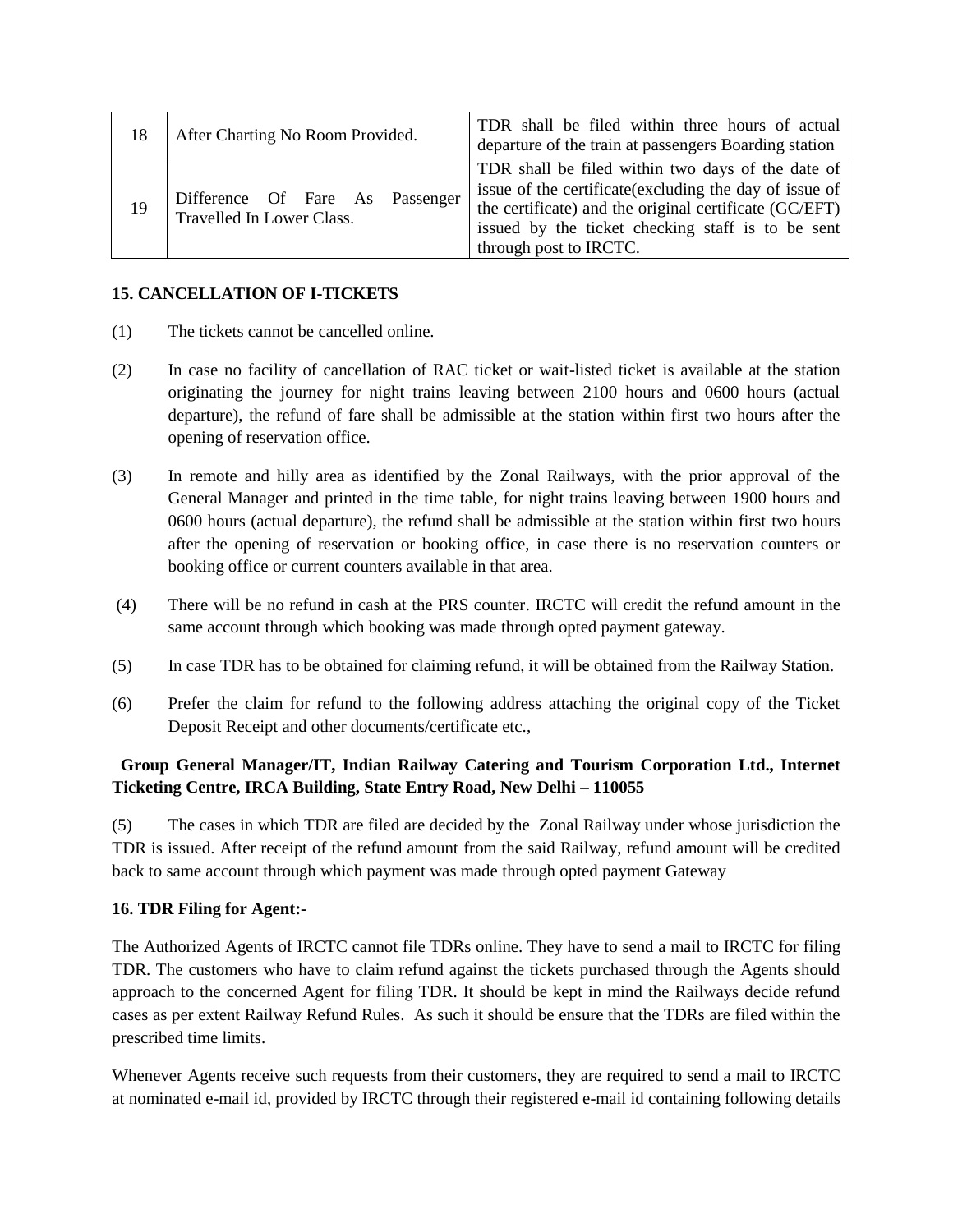| | | |
|---|---|---|
| 18 | After Charting No Room Provided. | TDR shall be filed within three hours of actual departure of the train at passengers Boarding station |
| 19 | Difference Of Fare As Passenger Travelled In Lower Class. | TDR shall be filed within two days of the date of issue of the certificate(excluding the day of issue of the certificate) and the original certificate (GC/EFT) issued by the ticket checking staff is to be sent through post to IRCTC. |

**15. CANCELLATION OF I-TICKETS**

(1) The tickets cannot be cancelled online.

(2) In case no facility of cancellation of RAC ticket or wait-listed ticket is available at the station originating the journey for night trains leaving between 2100 hours and 0600 hours (actual departure), the refund of fare shall be admissible at the station within first two hours after the opening of reservation office.

(3) In remote and hilly area as identified by the Zonal Railways, with the prior approval of the General Manager and printed in the time table, for night trains leaving between 1900 hours and 0600 hours (actual departure), the refund shall be admissible at the station within first two hours after the opening of reservation or booking office, in case there is no reservation counters or booking office or current counters available in that area.

(4) There will be no refund in cash at the PRS counter. IRCTC will credit the refund amount in the same account through which booking was made through opted payment gateway.

(5) In case TDR has to be obtained for claiming refund, it will be obtained from the Railway Station.

(6) Prefer the claim for refund to the following address attaching the original copy of the Ticket Deposit Receipt and other documents/certificate etc.,

**Group General Manager/IT, Indian Railway Catering and Tourism Corporation Ltd., Internet Ticketing Centre, IRCA Building, State Entry Road, New Delhi – 110055**

(5) The cases in which TDR are filed are decided by the Zonal Railway under whose jurisdiction the TDR is issued. After receipt of the refund amount from the said Railway, refund amount will be credited back to same account through which payment was made through opted payment Gateway

**16. TDR Filing for Agent:-**

The Authorized Agents of IRCTC cannot file TDRs online. They have to send a mail to IRCTC for filing TDR. The customers who have to claim refund against the tickets purchased through the Agents should approach to the concerned Agent for filing TDR. It should be kept in mind the Railways decide refund cases as per extent Railway Refund Rules. As such it should be ensure that the TDRs are filed within the prescribed time limits.

Whenever Agents receive such requests from their customers, they are required to send a mail to IRCTC at nominated e-mail id, provided by IRCTC through their registered e-mail id containing following details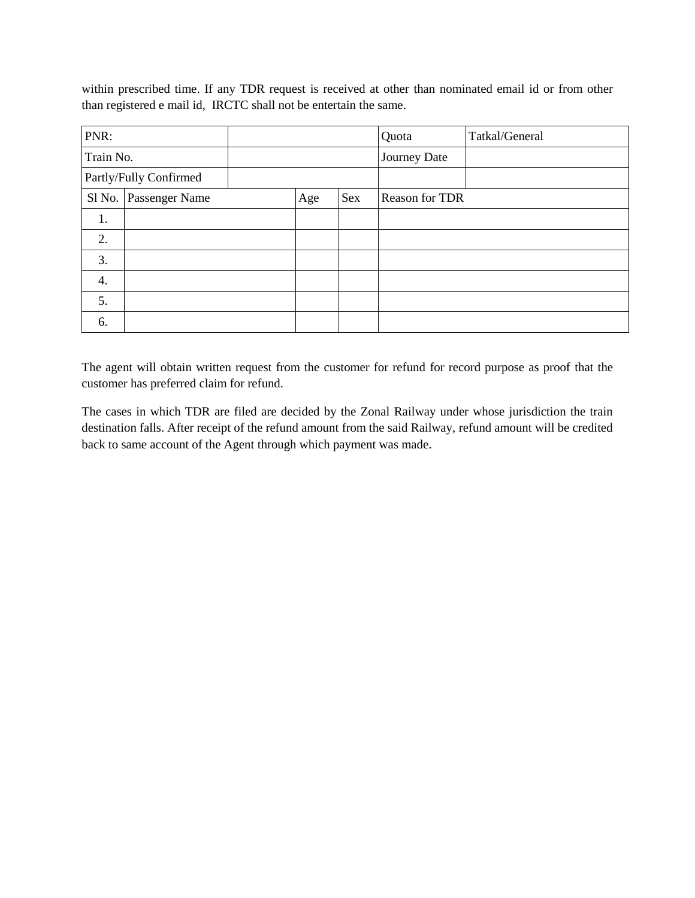within prescribed time. If any TDR request is received at other than nominated email id or from other than registered e mail id, IRCTC shall not be entertain the same.

| | | | | | |
|---|---|---|---|---|---|
| PNR: | | | | Quota | Tatkal/General |
| Train No. | | | | Journey Date | |
| Partly/Fully Confirmed | | | | | |
| Sl No. | Passenger Name | Age | Sex | Reason for TDR | |
| 1. | | | | | |
| 2. | | | | | |
| 3. | | | | | |
| 4. | | | | | |
| 5. | | | | | |
| 6. | | | | | |

The agent will obtain written request from the customer for refund for record purpose as proof that the customer has preferred claim for refund.

The cases in which TDR are filed are decided by the Zonal Railway under whose jurisdiction the train destination falls. After receipt of the refund amount from the said Railway, refund amount will be credited back to same account of the Agent through which payment was made.